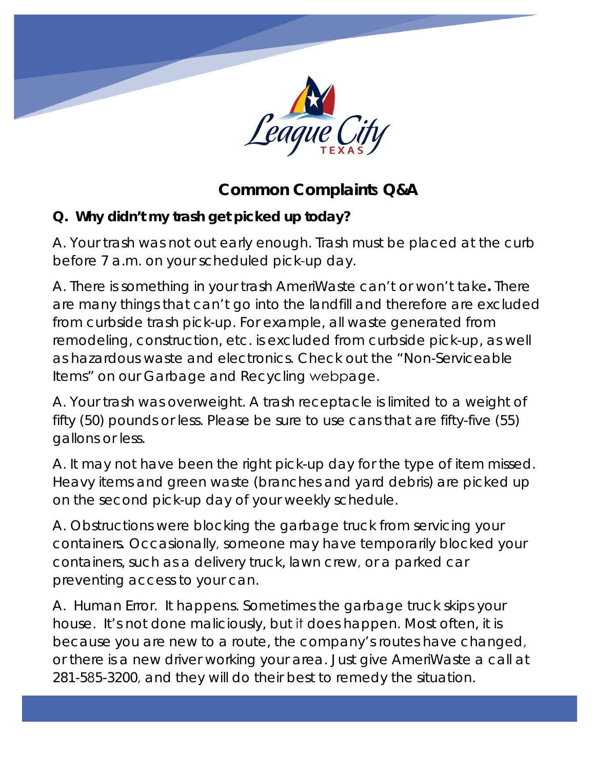# Common Complaints Q&A

**Q. Why didn't my trash get picked up today?**

A. Your trash was not out early enough. Trash must be placed at the curb before 7 a.m. on your scheduled pick-up day.

A. There is something in your trash AmeriWaste can't or won't take**.** There are many things that can't go into the landfill and therefore are excluded from curbside trash pick-up. For example, all waste generated from remodeling, construction, etc. is excluded from curbside pick-up, as well as hazardous waste and electronics. Check out the "Non-Serviceable Items" on our Garbage and Recycling webpage.

A. Your trash was overweight. A trash receptacle is limited to a weight of fifty (50) pounds or less. Please be sure to use cans that are fifty-five (55) gallons or less.

A. It may not have been the right pick-up day for the type of item missed. Heavy items and green waste (branches and yard debris) are picked up on the second pick-up day of your weekly schedule.

A. Obstructions were blocking the garbage truck from servicing your containers. Occasionally, someone may have temporarily blocked your containers, such as a delivery truck, lawn crew, or a parked car preventing access to your can.

A. Human Error. It happens. Sometimes the garbage truck skips your house. It's not done maliciously, but it does happen. Most often, it is because you are new to a route, the company's routes have changed, or there is a new driver working your area. Just give AmeriWaste a call at 281-585-3200, and they will do their best to remedy the situation.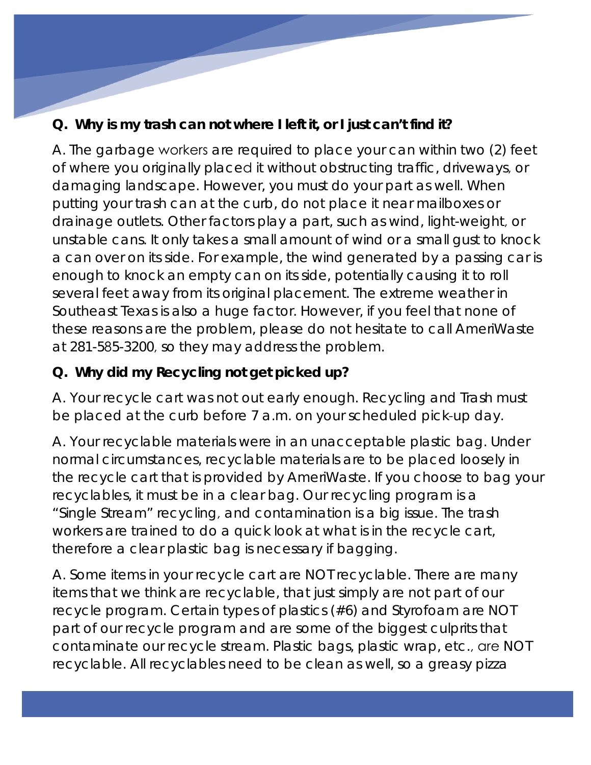**Q. Why is my trash can not where I left it, or I just can't find it?**

A. The garbage workers are required to place your can within two (2) feet of where you originally placed it without obstructing traffic, driveways, or damaging landscape. However, you must do your part as well. When putting your trash can at the curb, do not place it near mailboxes or drainage outlets. Other factors play a part, such as wind, light-weight, or unstable cans. It only takes a small amount of wind or a small gust to knock a can over on its side. For example, the wind generated by a passing car is enough to knock an empty can on its side, potentially causing it to roll several feet away from its original placement. The extreme weather in Southeast Texas is also a huge factor. However, if you feel that none of these reasons are the problem, please do not hesitate to call AmeriWaste at 281-585-3200, so they may address the problem.

**Q. Why did my Recycling not get picked up?**

A. Your recycle cart was not out early enough. Recycling and Trash must be placed at the curb before 7 a.m. on your scheduled pick-up day.

A. Your recyclable materials were in an unacceptable plastic bag. Under normal circumstances, recyclable materials are to be placed loosely in the recycle cart that is provided by AmeriWaste. If you choose to bag your recyclables, it must be in a clear bag. Our recycling program is a "Single Stream" recycling, and contamination is a big issue. The trash workers are trained to do a quick look at what is in the recycle cart, therefore a clear plastic bag is necessary if bagging.

A. Some items in your recycle cart are NOT recyclable. There are many items that we think are recyclable, that just simply are not part of our recycle program. Certain types of plastics (#6) and Styrofoam are NOT part of our recycle program and are some of the biggest culprits that contaminate our recycle stream. Plastic bags, plastic wrap, etc., are NOT recyclable. All recyclables need to be clean as well, so a greasy pizza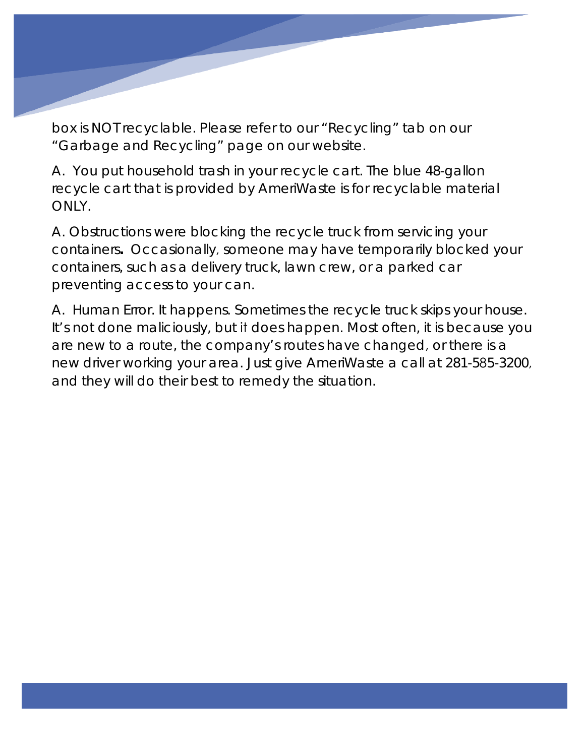box is NOT recyclable. Please refer to our "Recycling" tab on our "Garbage and Recycling" page on our website.

A. You put household trash in your recycle cart. The blue 48-gallon recycle cart that is provided by AmeriWaste is for recyclable material ONLY.

A. Obstructions were blocking the recycle truck from servicing your containers**.** Occasionally, someone may have temporarily blocked your containers, such as a delivery truck, lawn crew, or a parked car preventing access to your can.

A. Human Error. It happens. Sometimes the recycle truck skips your house. It's not done maliciously, but it does happen. Most often, it is because you are new to a route, the company's routes have changed, or there is a new driver working your area. Just give AmeriWaste a call at 281-585-3200, and they will do their best to remedy the situation.